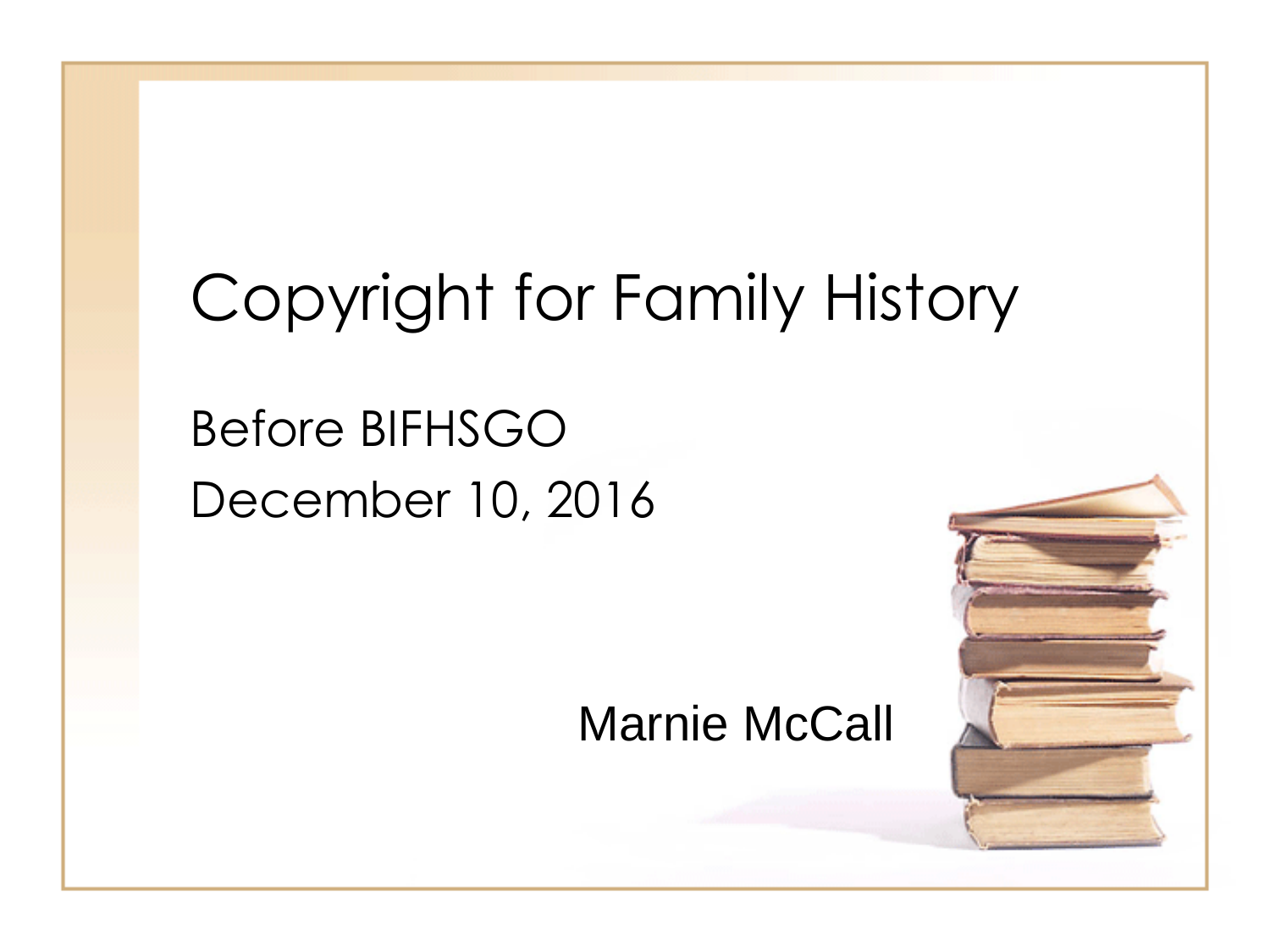# Copyright for Family History

Before BIFHSGO

December 10, 2016

Marnie McCall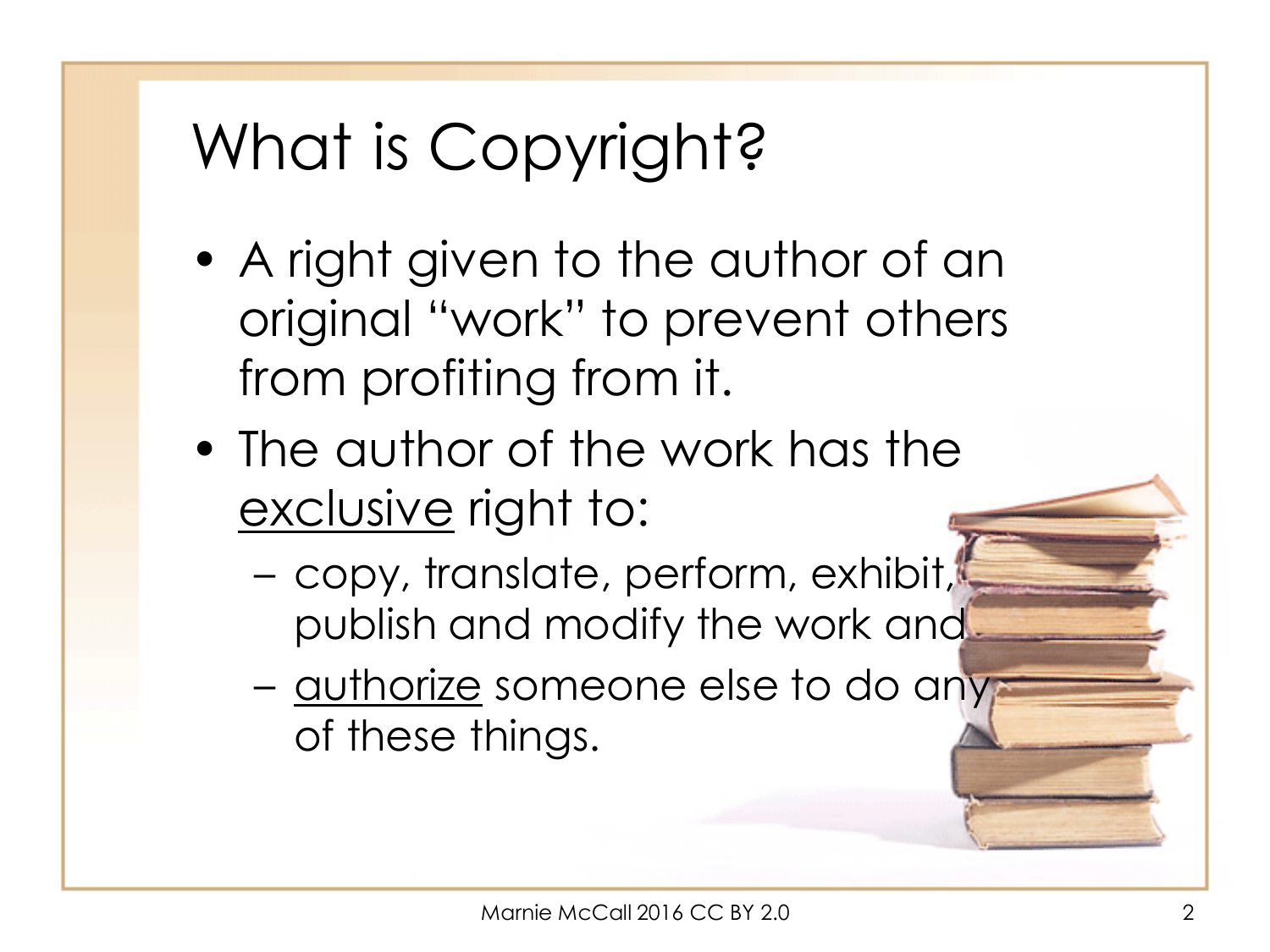# What is Copyright?

- A right given to the author of an original "work" to prevent others from profiting from it.
- The author of the work has the <u>exclusive</u> right to:
  - copy, translate, perform, exhibit, publish and modify the work and
  - <u>authorize</u> someone else to do any of these things.

Marnie McCall 2016 CC BY 2.0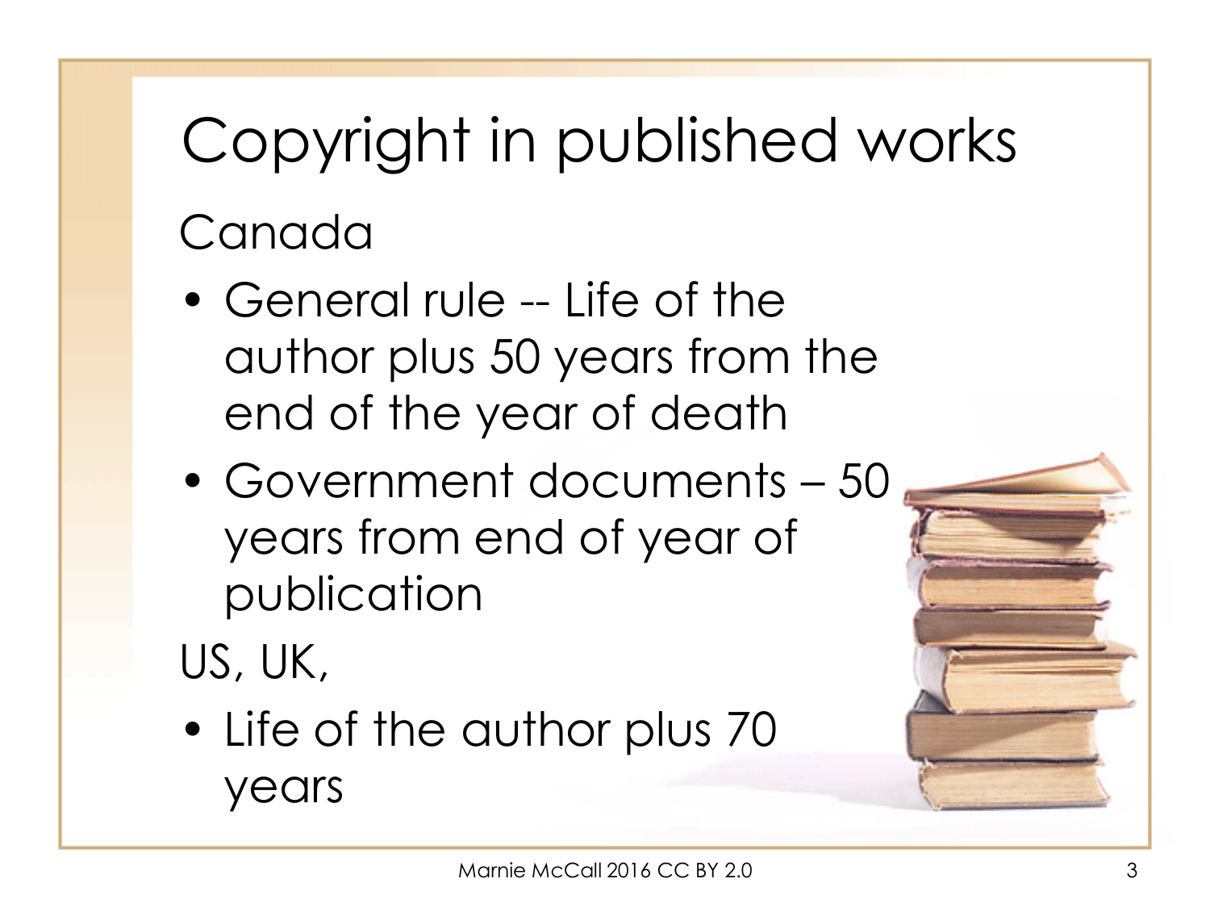# Copyright in published works

Canada

- General rule -- Life of the author plus 50 years from the end of the year of death
- Government documents – 50 years from end of year of publication

US, UK,

- Life of the author plus 70 years

Marnie McCall 2016 CC BY 2.0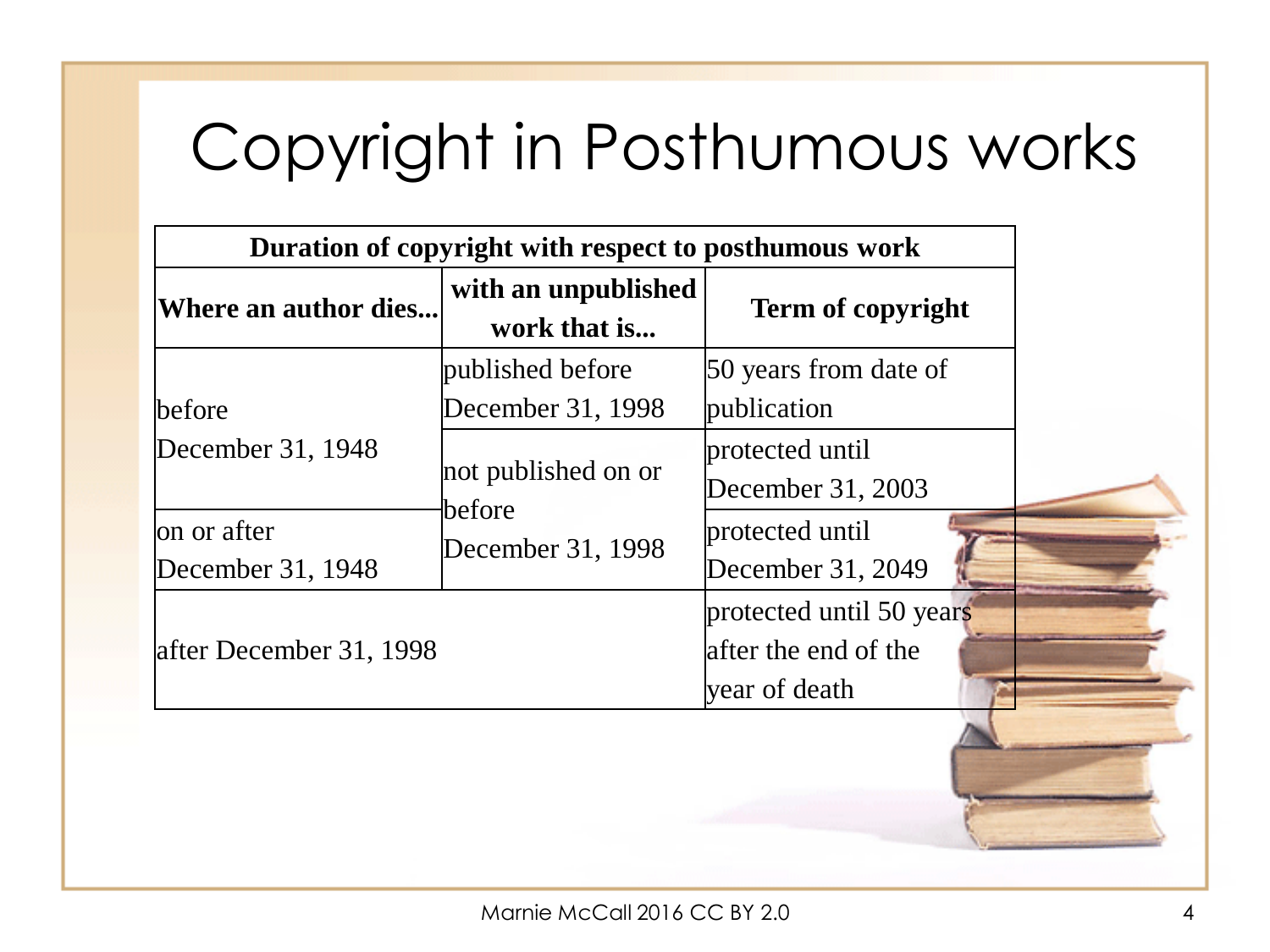# Copyright in Posthumous works

| Duration of copyright with respect to posthumous work | | |
|---|---|---|
| **Where an author dies...** | **with an unpublished work that is...** | **Term of copyright** |
| before December 31, 1948 | published before December 31, 1998 | 50 years from date of publication |
| before December 31, 1948 | not published on or before December 31, 1998 | protected until December 31, 2003 |
| on or after December 31, 1948 | not published on or before December 31, 1998 | protected until December 31, 2049 |
| after December 31, 1998 | | protected until 50 years after the end of the year of death |

Marnie McCall 2016 CC BY 2.0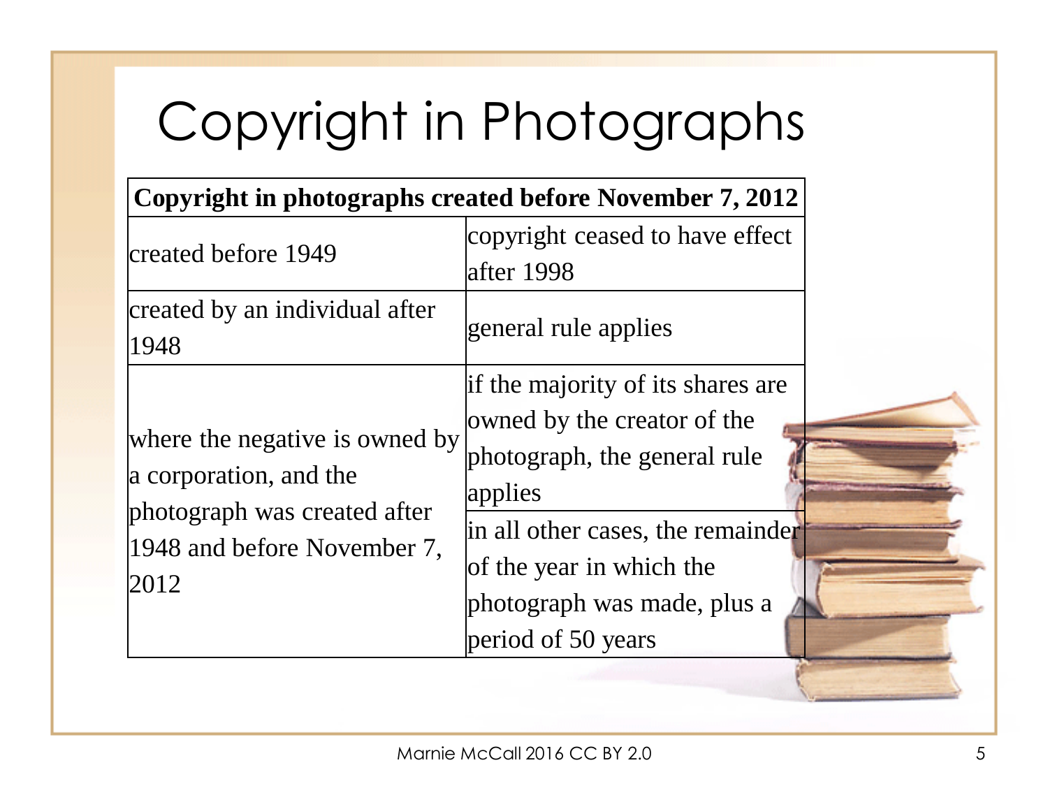# Copyright in Photographs

| Copyright in photographs created before November 7, 2012 | |
|---|---|
| created before 1949 | copyright ceased to have effect after 1998 |
| created by an individual after 1948 | general rule applies |
| where the negative is owned by a corporation, and the photograph was created after 1948 and before November 7, 2012 | if the majority of its shares are owned by the creator of the photograph, the general rule applies |
| | in all other cases, the remainder of the year in which the photograph was made, plus a period of 50 years |

Marnie McCall 2016 CC BY 2.0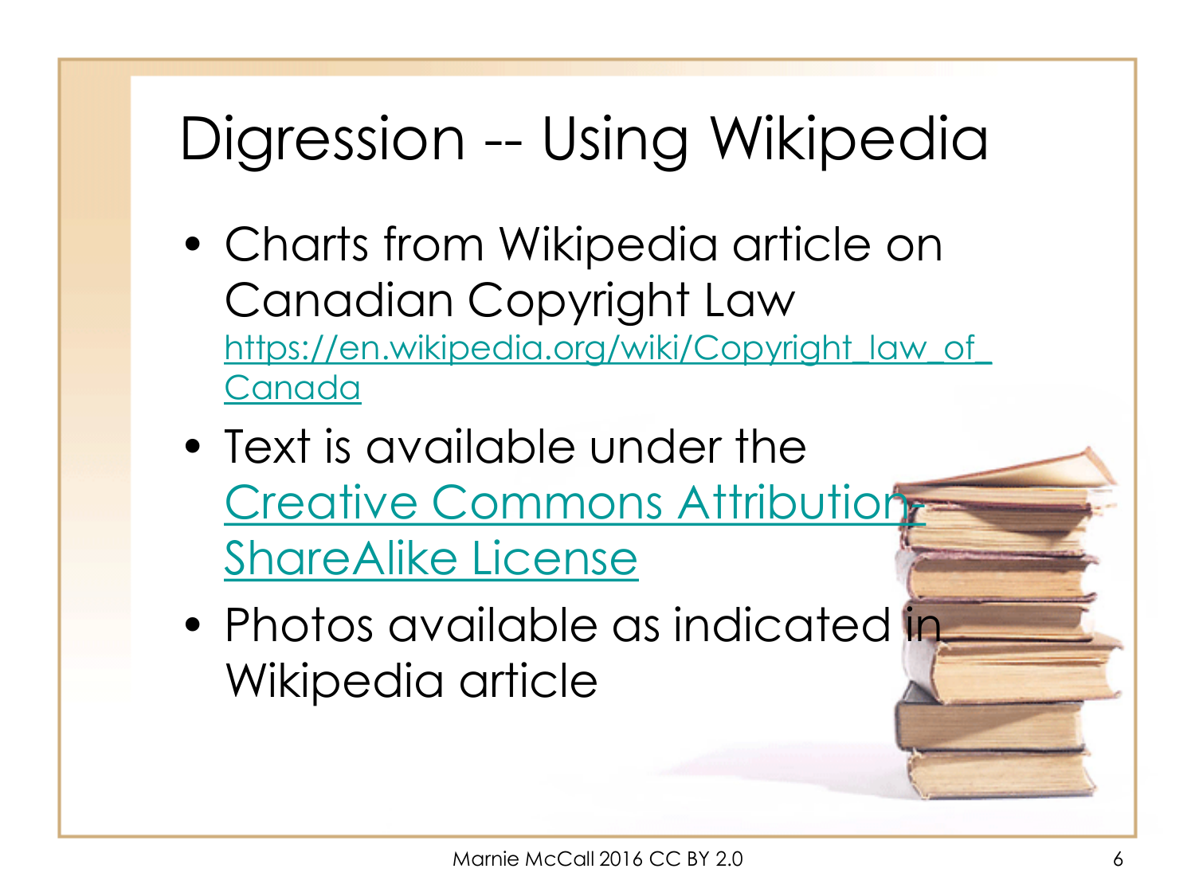# Digression -- Using Wikipedia

- Charts from Wikipedia article on Canadian Copyright Law https://en.wikipedia.org/wiki/Copyright_law_of_Canada
- Text is available under the Creative Commons Attribution-ShareAlike License
- Photos available as indicated in Wikipedia article

Marnie McCall 2016 CC BY 2.0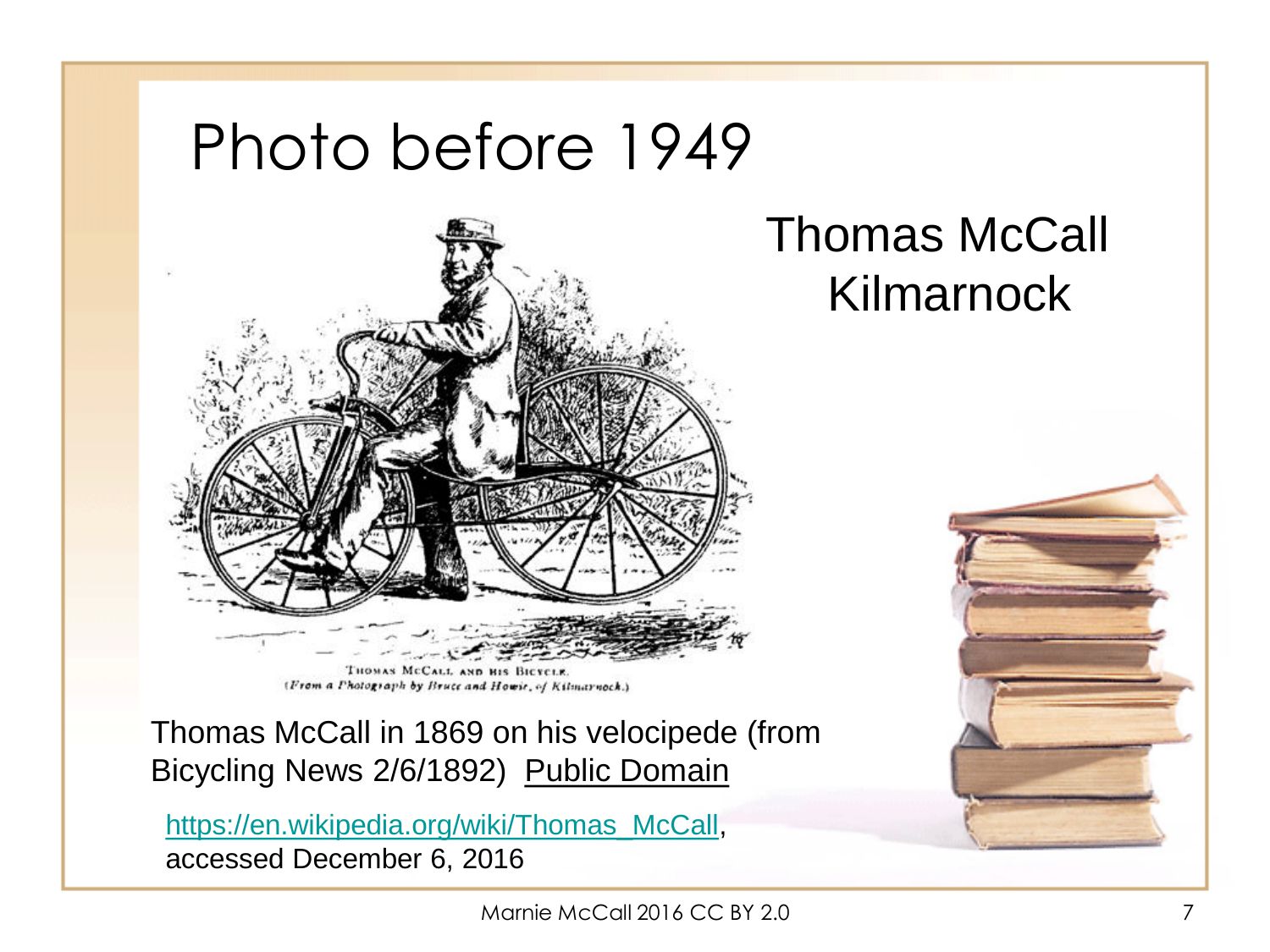# Photo before 1949

Thomas McCall
Kilmarnock

THOMAS McCALL AND HIS BICYCLE.
(From a Photograph by Bruce and Howie, of Kilmarnock.)

Thomas McCall in 1869 on his velocipede (from Bicycling News 2/6/1892) Public Domain

https://en.wikipedia.org/wiki/Thomas_McCall, accessed December 6, 2016

Marnie McCall 2016 CC BY 2.0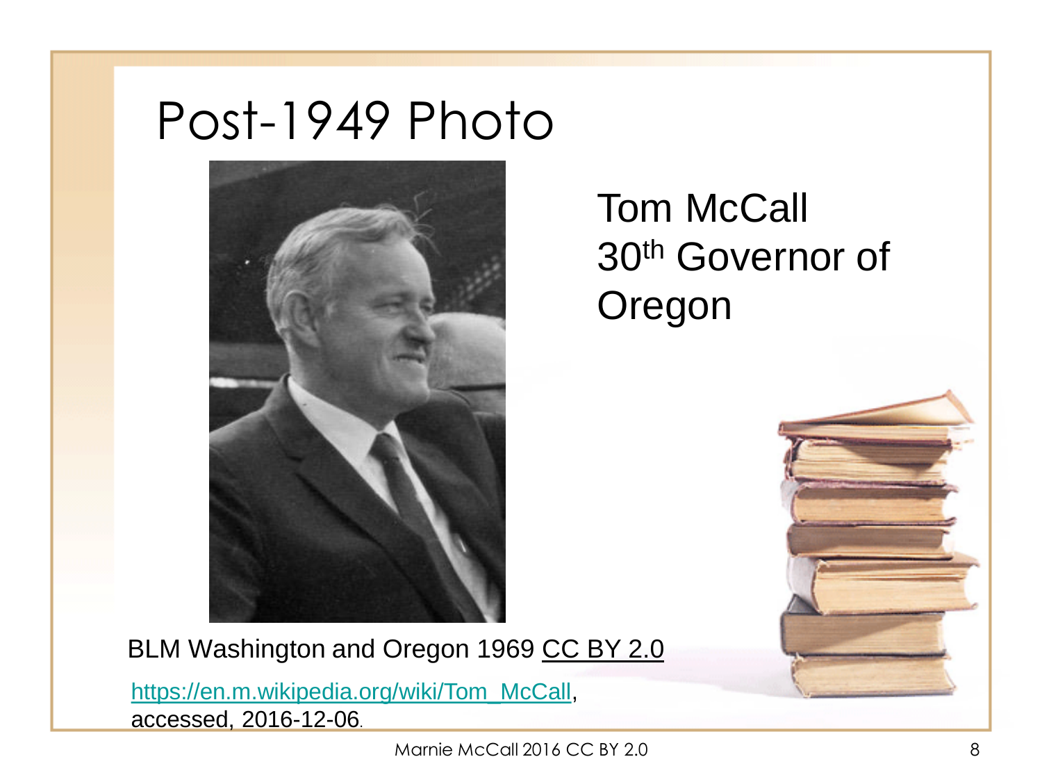# Post-1949 Photo

Tom McCall
30th Governor of Oregon

BLM Washington and Oregon 1969 CC BY 2.0

https://en.m.wikipedia.org/wiki/Tom_McCall, accessed, 2016-12-06.

Marnie McCall 2016 CC BY 2.0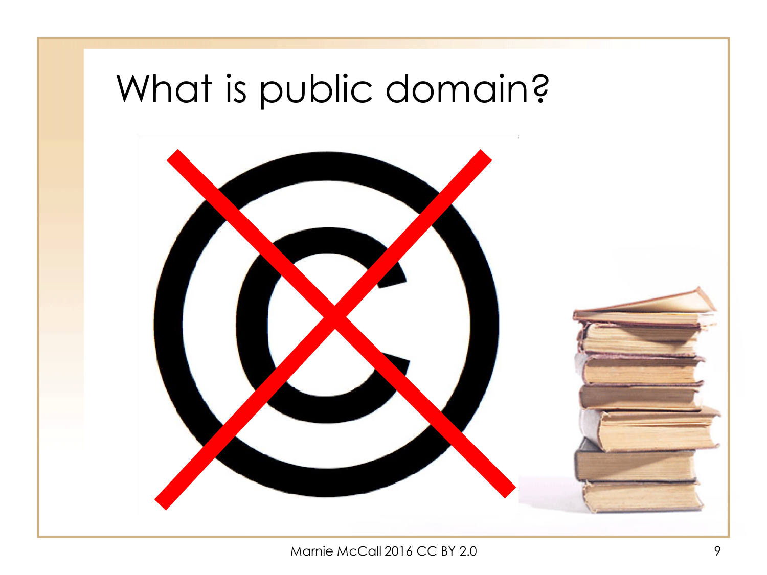# What is public domain?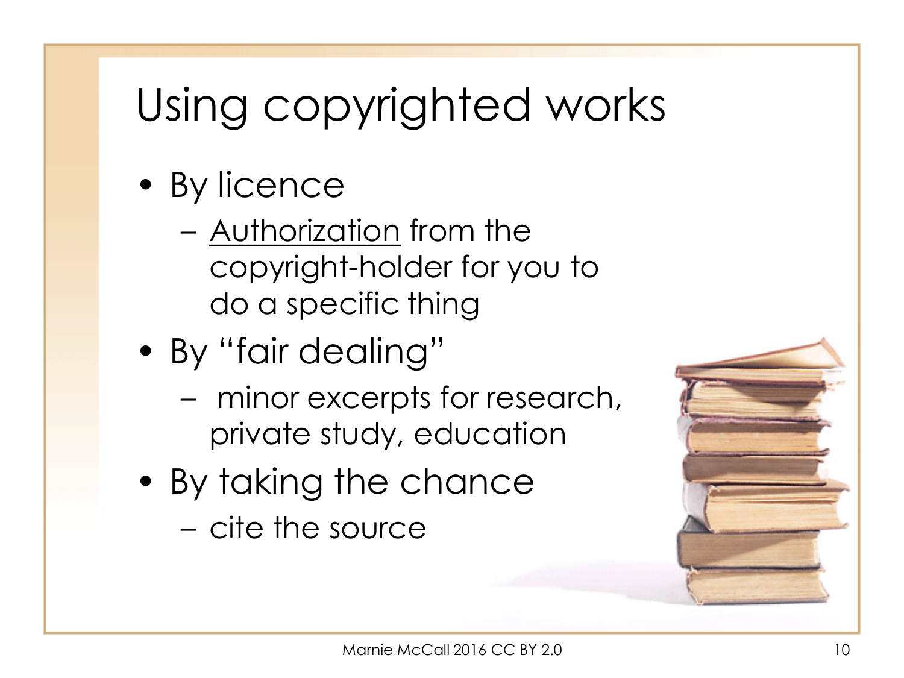# Using copyrighted works

- By licence
  - Authorization from the copyright-holder for you to do a specific thing
- By “fair dealing”
  - minor excerpts for research, private study, education
- By taking the chance
  - cite the source

Marnie McCall 2016 CC BY 2.0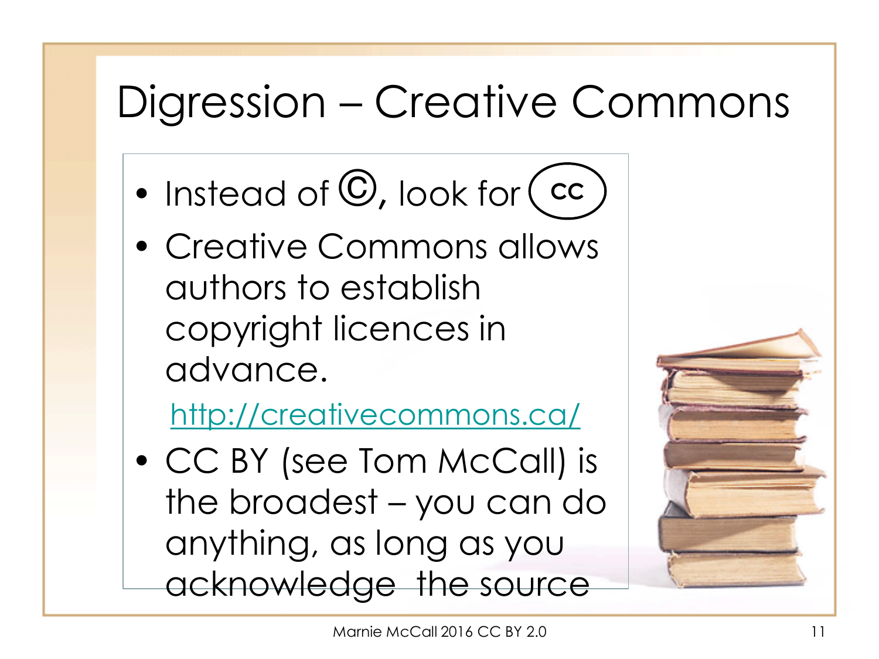# Digression – Creative Commons

- Instead of ©, look for (cc)
- Creative Commons allows authors to establish copyright licences in advance.

  http://creativecommons.ca/
- CC BY (see Tom McCall) is the broadest – you can do anything, as long as you acknowledge the source

Marnie McCall 2016 CC BY 2.0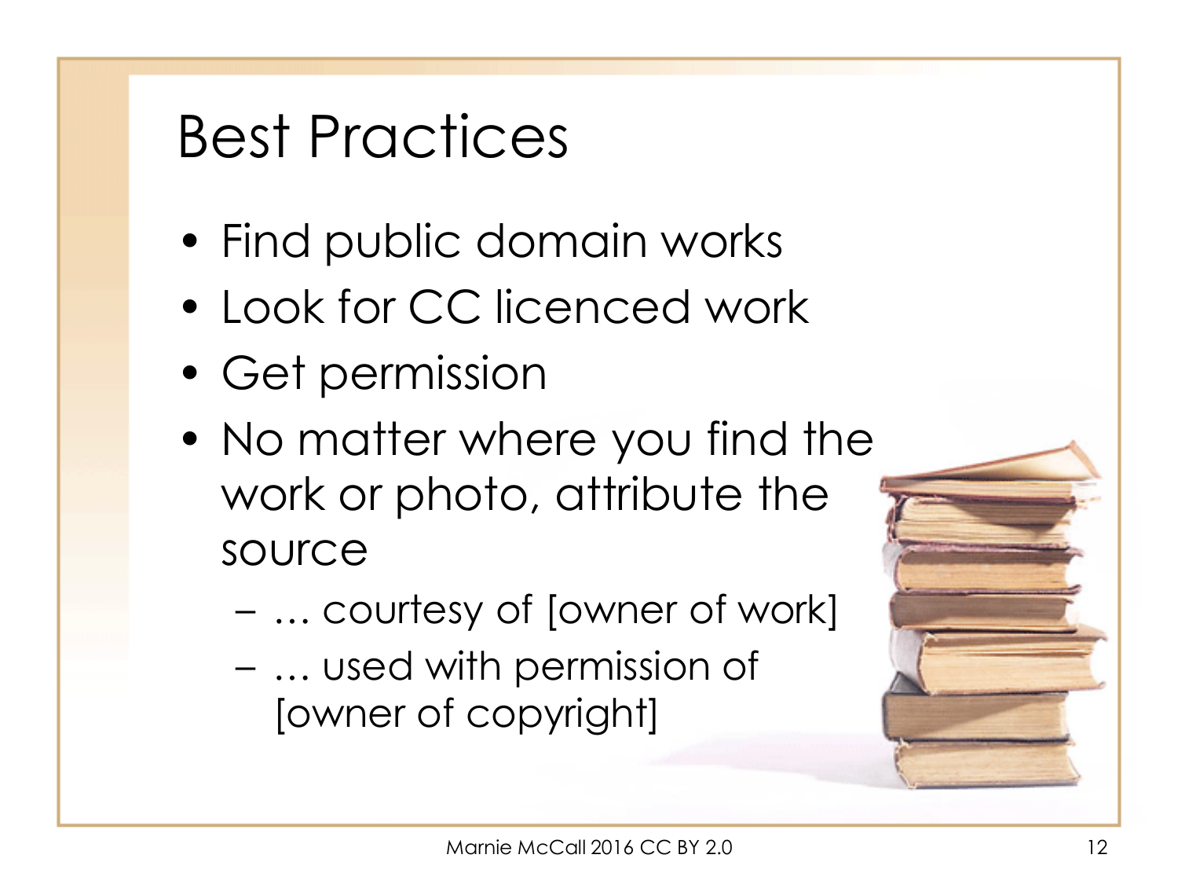# Best Practices

- Find public domain works
- Look for CC licenced work
- Get permission
- No matter where you find the work or photo, attribute the source
  - … courtesy of [owner of work]
  - … used with permission of [owner of copyright]

Marnie McCall 2016 CC BY 2.0